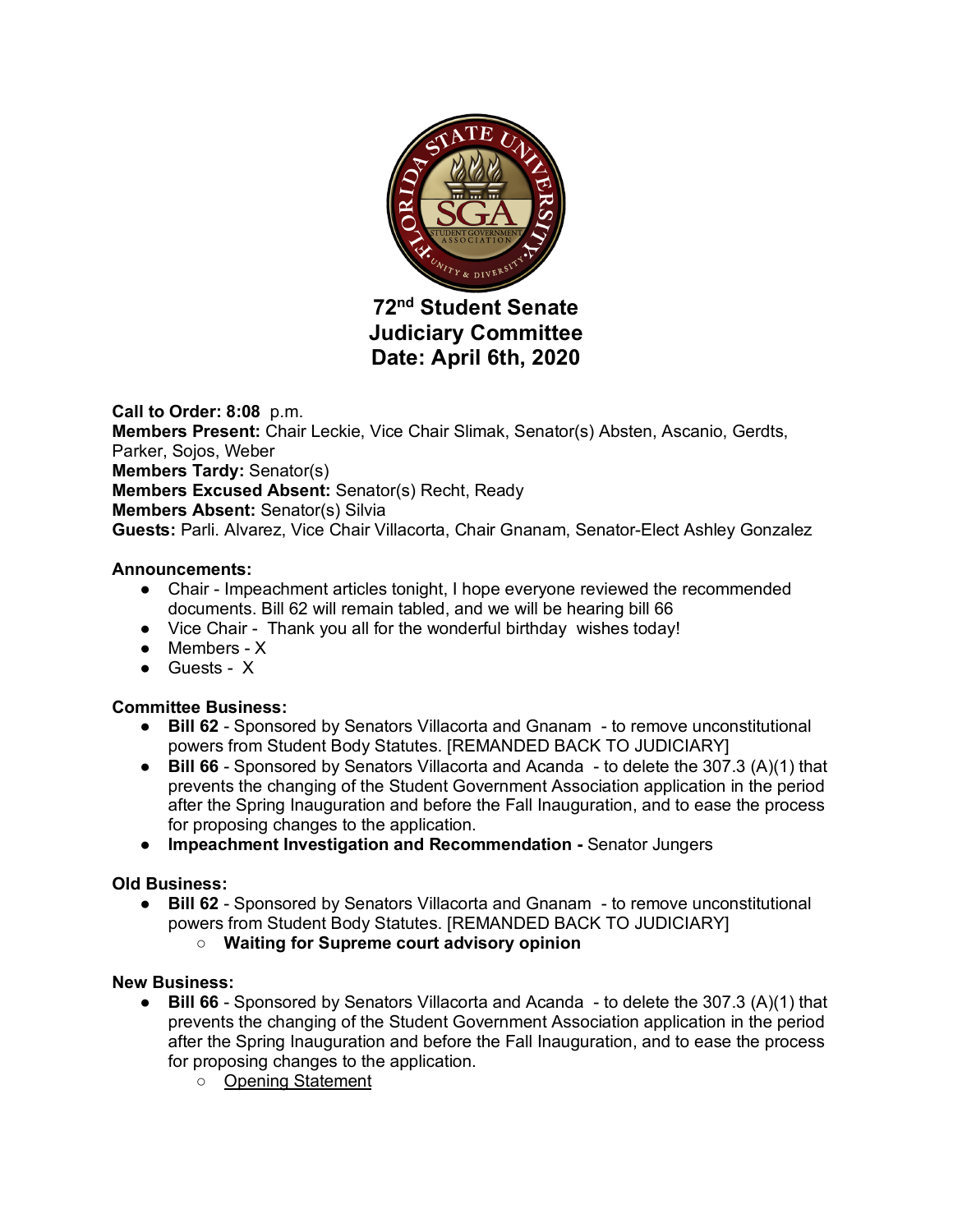# 72nd Student Senate
# Judiciary Committee
# Date: April 6th, 2020

**Call to Order: 8:08** p.m.
**Members Present:** Chair Leckie, Vice Chair Slimak, Senator(s) Absten, Ascanio, Gerdts, Parker, Sojos, Weber
**Members Tardy:** Senator(s)
**Members Excused Absent:** Senator(s) Recht, Ready
**Members Absent:** Senator(s) Silvia
**Guests:** Parli. Alvarez, Vice Chair Villacorta, Chair Gnanam, Senator-Elect Ashley Gonzalez

**Announcements:**

- Chair - Impeachment articles tonight, I hope everyone reviewed the recommended documents. Bill 62 will remain tabled, and we will be hearing bill 66
- Vice Chair - Thank you all for the wonderful birthday wishes today!
- Members - X
- Guests - X

**Committee Business:**

- **Bill 62** - Sponsored by Senators Villacorta and Gnanam - to remove unconstitutional powers from Student Body Statutes. [REMANDED BACK TO JUDICIARY]
- **Bill 66** - Sponsored by Senators Villacorta and Acanda - to delete the 307.3 (A)(1) that prevents the changing of the Student Government Association application in the period after the Spring Inauguration and before the Fall Inauguration, and to ease the process for proposing changes to the application.
- **Impeachment Investigation and Recommendation -** Senator Jungers

**Old Business:**

- **Bill 62** - Sponsored by Senators Villacorta and Gnanam - to remove unconstitutional powers from Student Body Statutes. [REMANDED BACK TO JUDICIARY]
  - **Waiting for Supreme court advisory opinion**

**New Business:**

- **Bill 66** - Sponsored by Senators Villacorta and Acanda - to delete the 307.3 (A)(1) that prevents the changing of the Student Government Association application in the period after the Spring Inauguration and before the Fall Inauguration, and to ease the process for proposing changes to the application.
  - <u>Opening Statement</u>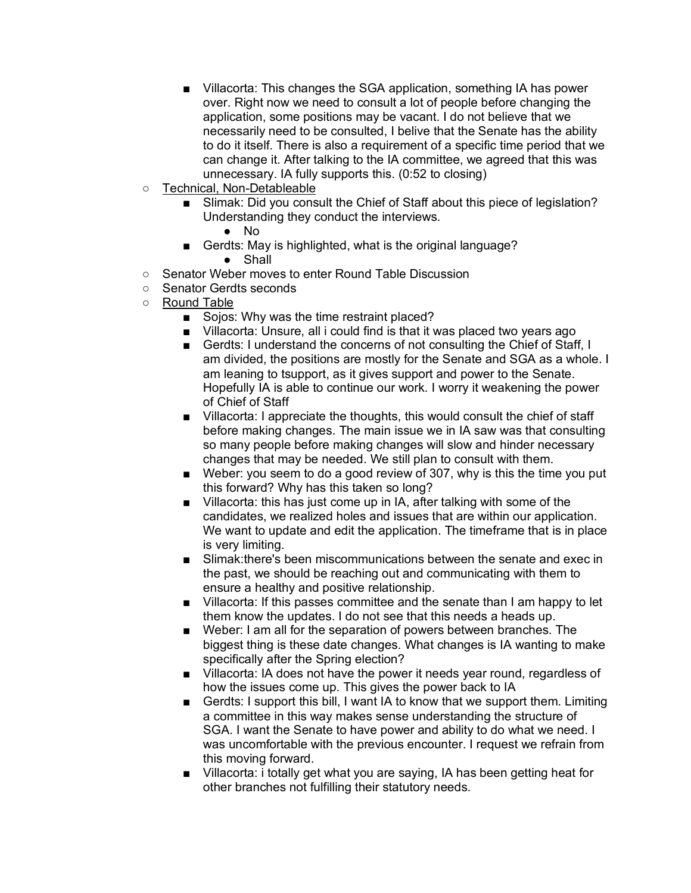- Villacorta: This changes the SGA application, something IA has power over. Right now we need to consult a lot of people before changing the application, some positions may be vacant. I do not believe that we necessarily need to be consulted, I belive that the Senate has the ability to do it itself. There is also a requirement of a specific time period that we can change it. After talking to the IA committee, we agreed that this was unnecessary. IA fully supports this. (0:52 to closing)
- <u>Technical, Non-Detableable</u>
    - Slimak: Did you consult the Chief of Staff about this piece of legislation? Understanding they conduct the interviews.
        - No
    - Gerdts: May is highlighted, what is the original language?
        - Shall
- Senator Weber moves to enter Round Table Discussion
- Senator Gerdts seconds
- <u>Round Table</u>
    - Sojos: Why was the time restraint placed?
    - Villacorta: Unsure, all i could find is that it was placed two years ago
    - Gerdts: I understand the concerns of not consulting the Chief of Staff, I am divided, the positions are mostly for the Senate and SGA as a whole. I am leaning to tsupport, as it gives support and power to the Senate. Hopefully IA is able to continue our work. I worry it weakening the power of Chief of Staff
    - Villacorta: I appreciate the thoughts, this would consult the chief of staff before making changes. The main issue we in IA saw was that consulting so many people before making changes will slow and hinder necessary changes that may be needed. We still plan to consult with them.
    - Weber: you seem to do a good review of 307, why is this the time you put this forward? Why has this taken so long?
    - Villacorta: this has just come up in IA, after talking with some of the candidates, we realized holes and issues that are within our application. We want to update and edit the application. The timeframe that is in place is very limiting.
    - Slimak:there's been miscommunications between the senate and exec in the past, we should be reaching out and communicating with them to ensure a healthy and positive relationship.
    - Villacorta: If this passes committee and the senate than I am happy to let them know the updates. I do not see that this needs a heads up.
    - Weber: I am all for the separation of powers between branches. The biggest thing is these date changes. What changes is IA wanting to make specifically after the Spring election?
    - Villacorta: IA does not have the power it needs year round, regardless of how the issues come up. This gives the power back to IA
    - Gerdts: I support this bill, I want IA to know that we support them. Limiting a committee in this way makes sense understanding the structure of SGA. I want the Senate to have power and ability to do what we need. I was uncomfortable with the previous encounter. I request we refrain from this moving forward.
    - Villacorta: i totally get what you are saying, IA has been getting heat for other branches not fulfilling their statutory needs.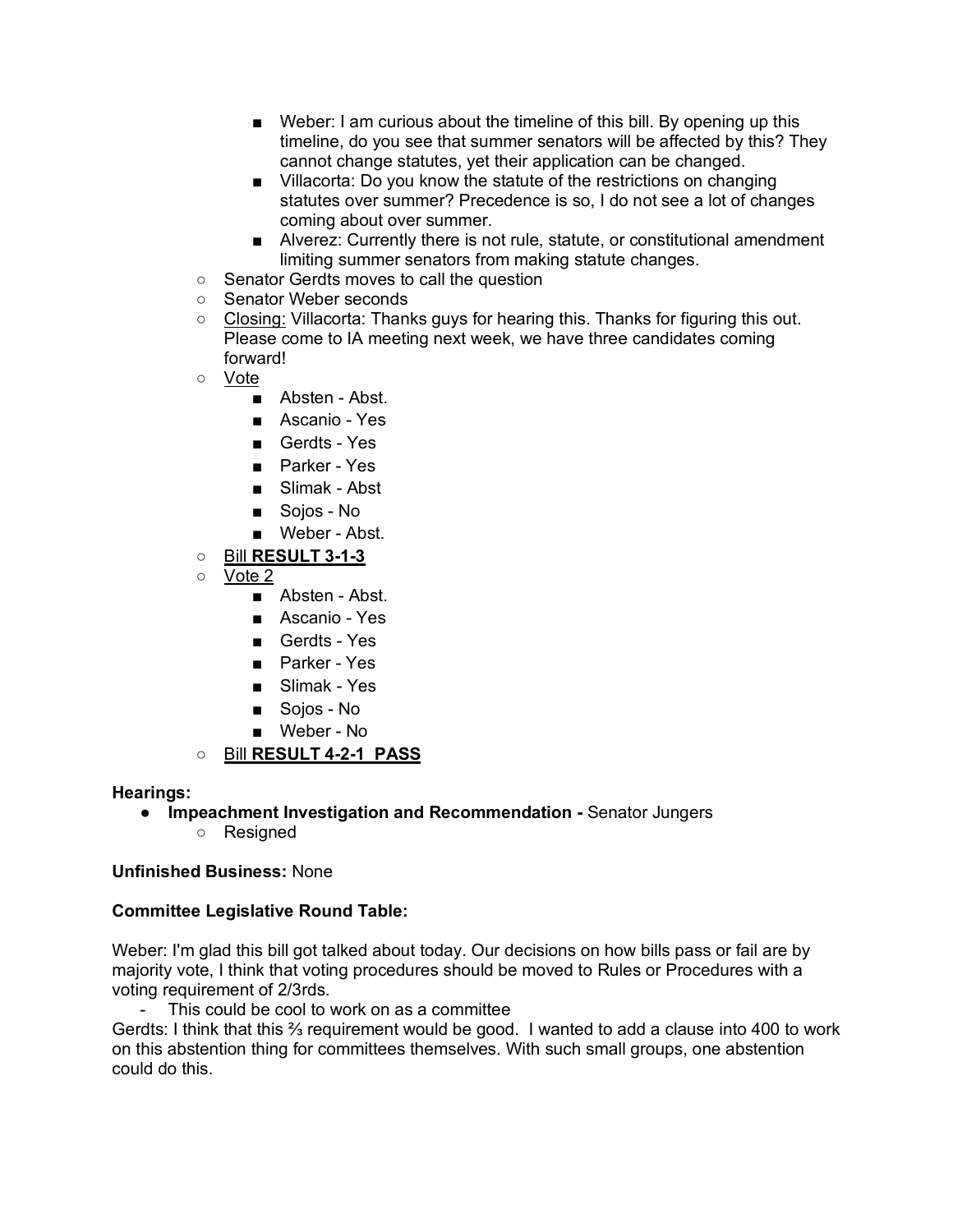- Weber: I am curious about the timeline of this bill. By opening up this timeline, do you see that summer senators will be affected by this? They cannot change statutes, yet their application can be changed.
      - Villacorta: Do you know the statute of the restrictions on changing statutes over summer? Precedence is so, I do not see a lot of changes coming about over summer.
      - Alverez: Currently there is not rule, statute, or constitutional amendment limiting summer senators from making statute changes.
   - Senator Gerdts moves to call the question
   - Senator Weber seconds
   - <u>Closing:</u> Villacorta: Thanks guys for hearing this. Thanks for figuring this out. Please come to IA meeting next week, we have three candidates coming forward!
   - <u>Vote</u>
      - Absten - Abst.
      - Ascanio - Yes
      - Gerdts - Yes
      - Parker - Yes
      - Slimak - Abst
      - Sojos - No
      - Weber - Abst.
   - <u>Bill **RESULT 3-1-3**</u>
   - <u>Vote 2</u>
      - Absten - Abst.
      - Ascanio - Yes
      - Gerdts - Yes
      - Parker - Yes
      - Slimak - Yes
      - Sojos - No
      - Weber - No
   - <u>Bill **RESULT 4-2-1 PASS**</u>

**Hearings:**

- **Impeachment Investigation and Recommendation -** Senator Jungers
   - Resigned

**Unfinished Business:** None

**Committee Legislative Round Table:**

Weber: I'm glad this bill got talked about today. Our decisions on how bills pass or fail are by majority vote, I think that voting procedures should be moved to Rules or Procedures with a voting requirement of 2/3rds.

- This could be cool to work on as a committee

Gerdts: I think that this ⅔ requirement would be good. I wanted to add a clause into 400 to work on this abstention thing for committees themselves. With such small groups, one abstention could do this.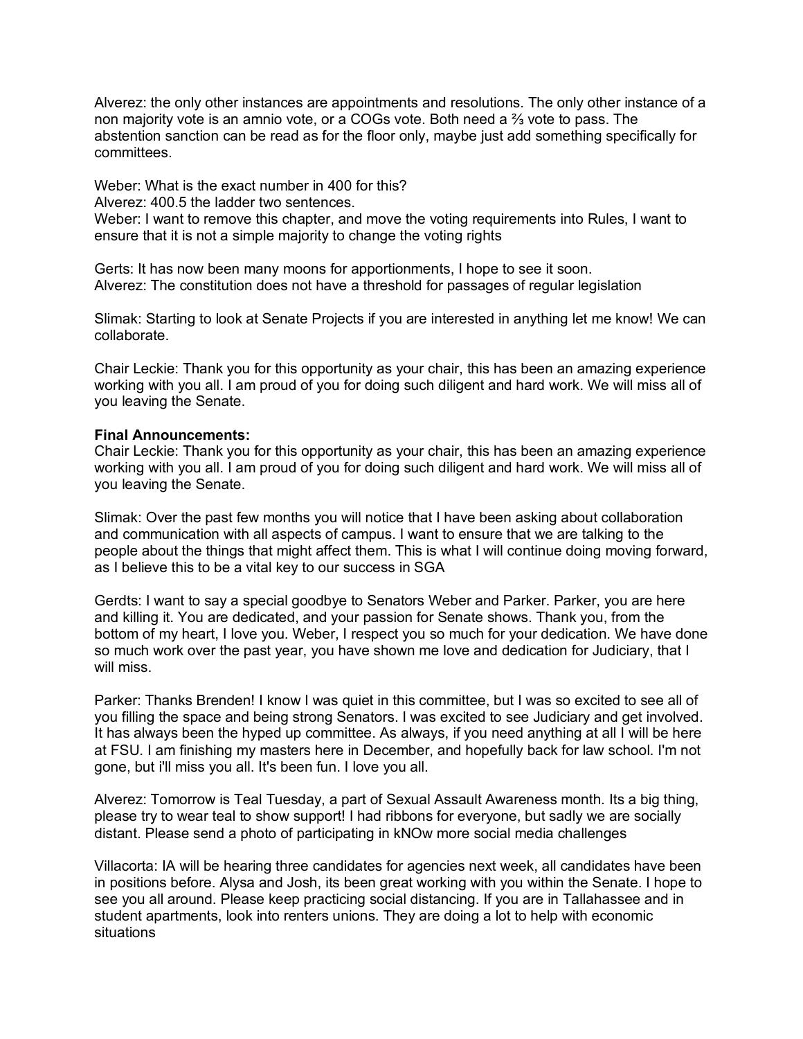Alverez: the only other instances are appointments and resolutions. The only other instance of a non majority vote is an amnio vote, or a COGs vote. Both need a ⅔ vote to pass. The abstention sanction can be read as for the floor only, maybe just add something specifically for committees.

Weber: What is the exact number in 400 for this?
Alverez: 400.5 the ladder two sentences.
Weber: I want to remove this chapter, and move the voting requirements into Rules, I want to ensure that it is not a simple majority to change the voting rights

Gerts: It has now been many moons for apportionments, I hope to see it soon.
Alverez: The constitution does not have a threshold for passages of regular legislation

Slimak: Starting to look at Senate Projects if you are interested in anything let me know! We can collaborate.

Chair Leckie: Thank you for this opportunity as your chair, this has been an amazing experience working with you all. I am proud of you for doing such diligent and hard work. We will miss all of you leaving the Senate.

**Final Announcements:**
Chair Leckie: Thank you for this opportunity as your chair, this has been an amazing experience working with you all. I am proud of you for doing such diligent and hard work. We will miss all of you leaving the Senate.

Slimak: Over the past few months you will notice that I have been asking about collaboration and communication with all aspects of campus. I want to ensure that we are talking to the people about the things that might affect them. This is what I will continue doing moving forward, as I believe this to be a vital key to our success in SGA

Gerdts: I want to say a special goodbye to Senators Weber and Parker. Parker, you are here and killing it. You are dedicated, and your passion for Senate shows. Thank you, from the bottom of my heart, I love you. Weber, I respect you so much for your dedication. We have done so much work over the past year, you have shown me love and dedication for Judiciary, that I will miss.

Parker: Thanks Brenden! I know I was quiet in this committee, but I was so excited to see all of you filling the space and being strong Senators. I was excited to see Judiciary and get involved. It has always been the hyped up committee. As always, if you need anything at all I will be here at FSU. I am finishing my masters here in December, and hopefully back for law school. I'm not gone, but i'll miss you all. It's been fun. I love you all.

Alverez: Tomorrow is Teal Tuesday, a part of Sexual Assault Awareness month. Its a big thing, please try to wear teal to show support! I had ribbons for everyone, but sadly we are socially distant. Please send a photo of participating in kNOw more social media challenges

Villacorta: IA will be hearing three candidates for agencies next week, all candidates have been in positions before. Alysa and Josh, its been great working with you within the Senate. I hope to see you all around. Please keep practicing social distancing. If you are in Tallahassee and in student apartments, look into renters unions. They are doing a lot to help with economic situations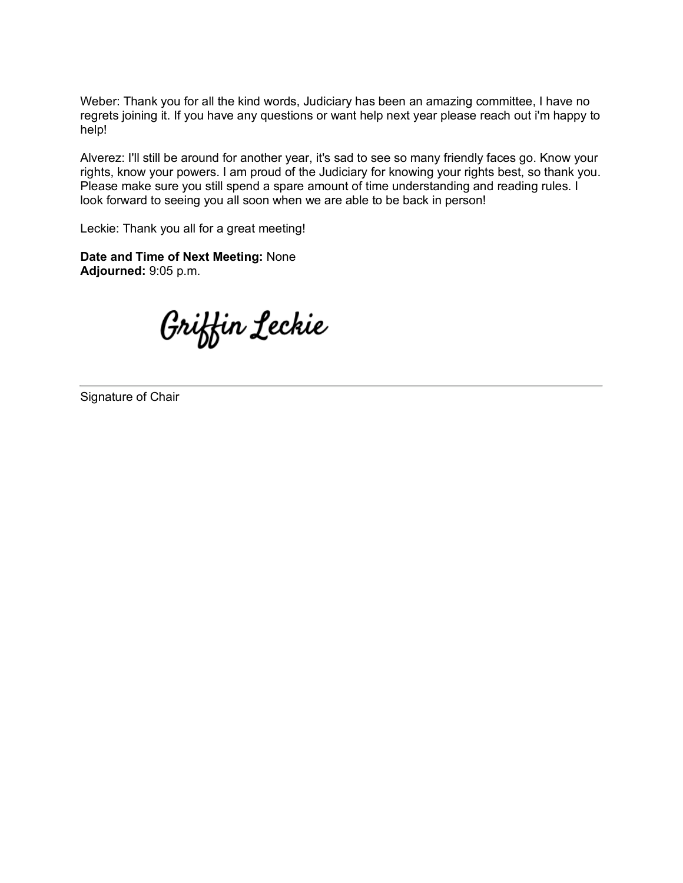Weber: Thank you for all the kind words, Judiciary has been an amazing committee, I have no regrets joining it. If you have any questions or want help next year please reach out i'm happy to help!

Alverez: I'll still be around for another year, it's sad to see so many friendly faces go. Know your rights, know your powers. I am proud of the Judiciary for knowing your rights best, so thank you. Please make sure you still spend a spare amount of time understanding and reading rules. I look forward to seeing you all soon when we are able to be back in person!

Leckie: Thank you all for a great meeting!

**Date and Time of Next Meeting:** None
**Adjourned:** 9:05 p.m.

Griffin Leckie

---

Signature of Chair